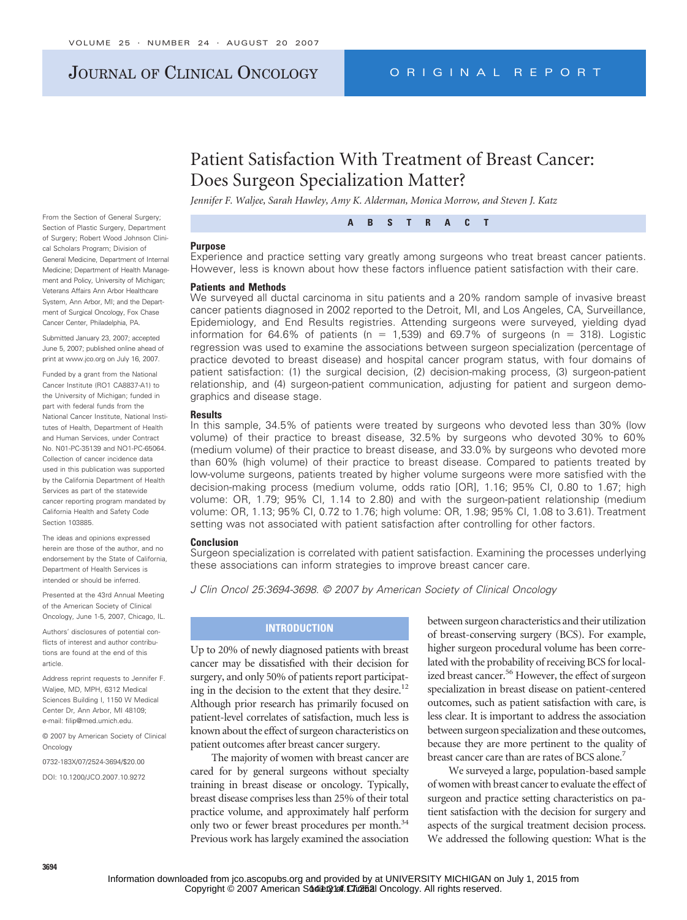# Patient Satisfaction With Treatment of Breast Cancer: Does Surgeon Specialization Matter?

*Jennifer F. Waljee, Sarah Hawley, Amy K. Alderman, Monica Morrow, and Steven J. Katz*

From the Section of General Surgery; Section of Plastic Surgery, Department of Surgery; Robert Wood Johnson Clinical Scholars Program; Division of General Medicine, Department of Internal Medicine; Department of Health Management and Policy, University of Michigan; Veterans Affairs Ann Arbor Healthcare System, Ann Arbor, MI; and the Department of Surgical Oncology, Fox Chase Cancer Center, Philadelphia, PA.

Submitted January 23, 2007; accepted June 5, 2007; published online ahead of print at www.jco.org on July 16, 2007.

Funded by a grant from the National Cancer Institute (RO1 CA8837-A1) to the University of Michigan; funded in part with federal funds from the National Cancer Institute, National Institutes of Health, Department of Health and Human Services, under Contract No. N01-PC-35139 and NO1-PC-65064. Collection of cancer incidence data used in this publication was supported by the California Department of Health Services as part of the statewide cancer reporting program mandated by California Health and Safety Code Section 103885.

The ideas and opinions expressed herein are those of the author, and no endorsement by the State of California, Department of Health Services is intended or should be inferred.

Presented at the 43rd Annual Meeting of the American Society of Clinical Oncology, June 1-5, 2007, Chicago, IL.

Authors' disclosures of potential conflicts of interest and author contributions are found at the end of this article.

Address reprint requests to Jennifer F. Waljee, MD, MPH, 6312 Medical Sciences Building I, 1150 W Medical Center Dr, Ann Arbor, MI 48109; e-mail: filip@med.umich.edu.

© 2007 by American Society of Clinical Oncology

0732-183X/07/2524-3694/$20.00

DOI: 10.1200/JCO.2007.10.9272

## ABSTRACT

### Purpose

Experience and practice setting vary greatly among surgeons who treat breast cancer patients. However, less is known about how these factors influence patient satisfaction with their care.

### Patients and Methods

We surveyed all ductal carcinoma in situ patients and a 20% random sample of invasive breast cancer patients diagnosed in 2002 reported to the Detroit, MI, and Los Angeles, CA, Surveillance, Epidemiology, and End Results registries. Attending surgeons were surveyed, yielding dyad information for 64.6% of patients ($n = 1{,}539$) and 69.7% of surgeons ($n = 318$). Logistic regression was used to examine the associations between surgeon specialization (percentage of practice devoted to breast disease) and hospital cancer program status, with four domains of patient satisfaction: (1) the surgical decision, (2) decision-making process, (3) surgeon-patient relationship, and (4) surgeon-patient communication, adjusting for patient and surgeon demographics and disease stage.

### Results

In this sample, 34.5% of patients were treated by surgeons who devoted less than 30% (low volume) of their practice to breast disease, 32.5% by surgeons who devoted 30% to 60% (medium volume) of their practice to breast disease, and 33.0% by surgeons who devoted more than 60% (high volume) of their practice to breast disease. Compared to patients treated by low-volume surgeons, patients treated by higher volume surgeons were more satisfied with the decision-making process (medium volume, odds ratio [OR], 1.16; 95% CI, 0.80 to 1.67; high volume: OR, 1.79; 95% CI, 1.14 to 2.80) and with the surgeon-patient relationship (medium volume: OR, 1.13; 95% CI, 0.72 to 1.76; high volume: OR, 1.98; 95% CI, 1.08 to 3.61). Treatment setting was not associated with patient satisfaction after controlling for other factors.

### Conclusion

Surgeon specialization is correlated with patient satisfaction. Examining the processes underlying these associations can inform strategies to improve breast cancer care.

*J Clin Oncol 25:3694-3698. © 2007 by American Society of Clinical Oncology*

## INTRODUCTION

Up to 20% of newly diagnosed patients with breast cancer may be dissatisfied with their decision for surgery, and only 50% of patients report participating in the decision to the extent that they desire.[1,2] Although prior research has primarily focused on patient-level correlates of satisfaction, much less is known about the effect of surgeon characteristics on patient outcomes after breast cancer surgery.

The majority of women with breast cancer are cared for by general surgeons without specialty training in breast disease or oncology. Typically, breast disease comprises less than 25% of their total practice volume, and approximately half perform only two or fewer breast procedures per month.[3,4] Previous work has largely examined the association between surgeon characteristics and their utilization of breast-conserving surgery (BCS). For example, higher surgeon procedural volume has been correlated with the probability of receiving BCS for localized breast cancer.[5,6] However, the effect of surgeon specialization in breast disease on patient-centered outcomes, such as patient satisfaction with care, is less clear. It is important to address the association between surgeon specialization and these outcomes, because they are more pertinent to the quality of breast cancer care than are rates of BCS alone.[7]

We surveyed a large, population-based sample of women with breast cancer to evaluate the effect of surgeon and practice setting characteristics on patient satisfaction with the decision for surgery and aspects of the surgical treatment decision process. We addressed the following question: What is the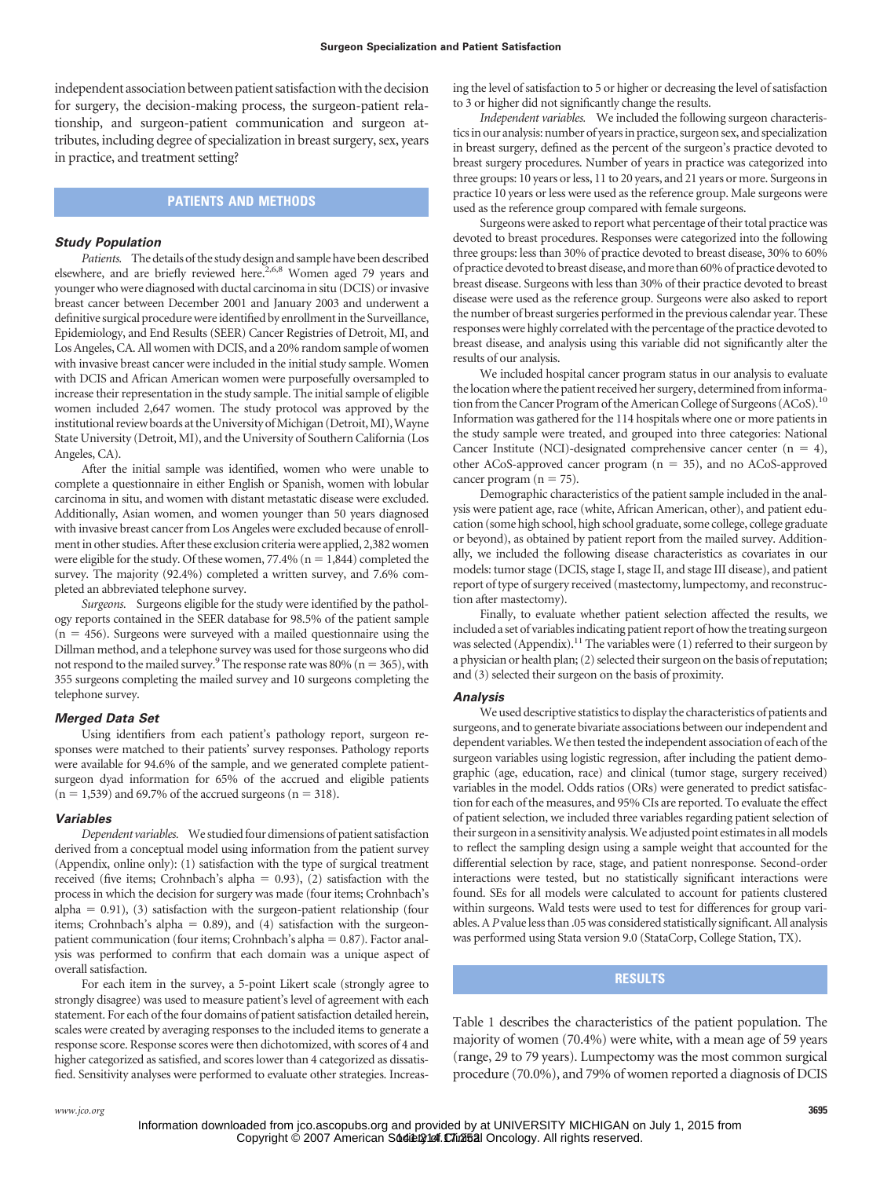independent association between patient satisfaction with the decision for surgery, the decision-making process, the surgeon-patient relationship, and surgeon-patient communication and surgeon attributes, including degree of specialization in breast surgery, sex, years in practice, and treatment setting?

## PATIENTS AND METHODS

### Study Population

*Patients.* The details of the study design and sample have been described elsewhere, and are briefly reviewed here.[2,6,8] Women aged 79 years and younger who were diagnosed with ductal carcinoma in situ (DCIS) or invasive breast cancer between December 2001 and January 2003 and underwent a definitive surgical procedure were identified by enrollment in the Surveillance, Epidemiology, and End Results (SEER) Cancer Registries of Detroit, MI, and Los Angeles, CA. All women with DCIS, and a 20% random sample of women with invasive breast cancer were included in the initial study sample. Women with DCIS and African American women were purposefully oversampled to increase their representation in the study sample. The initial sample of eligible women included 2,647 women. The study protocol was approved by the institutional review boards at the University of Michigan (Detroit, MI), Wayne State University (Detroit, MI), and the University of Southern California (Los Angeles, CA).

After the initial sample was identified, women who were unable to complete a questionnaire in either English or Spanish, women with lobular carcinoma in situ, and women with distant metastatic disease were excluded. Additionally, Asian women, and women younger than 50 years diagnosed with invasive breast cancer from Los Angeles were excluded because of enrollment in other studies. After these exclusion criteria were applied, 2,382 women were eligible for the study. Of these women, 77.4% (n = 1,844) completed the survey. The majority (92.4%) completed a written survey, and 7.6% completed an abbreviated telephone survey.

*Surgeons.* Surgeons eligible for the study were identified by the pathology reports contained in the SEER database for 98.5% of the patient sample (n = 456). Surgeons were surveyed with a mailed questionnaire using the Dillman method, and a telephone survey was used for those surgeons who did not respond to the mailed survey.[9] The response rate was 80% (n = 365), with 355 surgeons completing the mailed survey and 10 surgeons completing the telephone survey.

### Merged Data Set

Using identifiers from each patient's pathology report, surgeon responses were matched to their patients' survey responses. Pathology reports were available for 94.6% of the sample, and we generated complete patient-surgeon dyad information for 65% of the accrued and eligible patients (n = 1,539) and 69.7% of the accrued surgeons (n = 318).

### Variables

*Dependent variables.* We studied four dimensions of patient satisfaction derived from a conceptual model using information from the patient survey (Appendix, online only): (1) satisfaction with the type of surgical treatment received (five items; Crohnbach's alpha = 0.93), (2) satisfaction with the process in which the decision for surgery was made (four items; Crohnbach's alpha = 0.91), (3) satisfaction with the surgeon-patient relationship (four items; Crohnbach's alpha = 0.89), and (4) satisfaction with the surgeon-patient communication (four items; Crohnbach's alpha = 0.87). Factor analysis was performed to confirm that each domain was a unique aspect of overall satisfaction.

For each item in the survey, a 5-point Likert scale (strongly agree to strongly disagree) was used to measure patient's level of agreement with each statement. For each of the four domains of patient satisfaction detailed herein, scales were created by averaging responses to the included items to generate a response score. Response scores were then dichotomized, with scores of 4 and higher categorized as satisfied, and scores lower than 4 categorized as dissatisfied. Sensitivity analyses were performed to evaluate other strategies. Increasing the level of satisfaction to 5 or higher or decreasing the level of satisfaction to 3 or higher did not significantly change the results.

*Independent variables.* We included the following surgeon characteristics in our analysis: number of years in practice, surgeon sex, and specialization in breast surgery, defined as the percent of the surgeon's practice devoted to breast surgery procedures. Number of years in practice was categorized into three groups: 10 years or less, 11 to 20 years, and 21 years or more. Surgeons in practice 10 years or less were used as the reference group. Male surgeons were used as the reference group compared with female surgeons.

Surgeons were asked to report what percentage of their total practice was devoted to breast procedures. Responses were categorized into the following three groups: less than 30% of practice devoted to breast disease, 30% to 60% of practice devoted to breast disease, and more than 60% of practice devoted to breast disease. Surgeons with less than 30% of their practice devoted to breast disease were used as the reference group. Surgeons were also asked to report the number of breast surgeries performed in the previous calendar year. These responses were highly correlated with the percentage of the practice devoted to breast disease, and analysis using this variable did not significantly alter the results of our analysis.

We included hospital cancer program status in our analysis to evaluate the location where the patient received her surgery, determined from information from the Cancer Program of the American College of Surgeons (ACoS).[10] Information was gathered for the 114 hospitals where one or more patients in the study sample were treated, and grouped into three categories: National Cancer Institute (NCI)-designated comprehensive cancer center (n = 4), other ACoS-approved cancer program (n = 35), and no ACoS-approved cancer program (n = 75).

Demographic characteristics of the patient sample included in the analysis were patient age, race (white, African American, other), and patient education (some high school, high school graduate, some college, college graduate or beyond), as obtained by patient report from the mailed survey. Additionally, we included the following disease characteristics as covariates in our models: tumor stage (DCIS, stage I, stage II, and stage III disease), and patient report of type of surgery received (mastectomy, lumpectomy, and reconstruction after mastectomy).

Finally, to evaluate whether patient selection affected the results, we included a set of variables indicating patient report of how the treating surgeon was selected (Appendix).[11] The variables were (1) referred to their surgeon by a physician or health plan; (2) selected their surgeon on the basis of reputation; and (3) selected their surgeon on the basis of proximity.

### Analysis

We used descriptive statistics to display the characteristics of patients and surgeons, and to generate bivariate associations between our independent and dependent variables. We then tested the independent association of each of the surgeon variables using logistic regression, after including the patient demographic (age, education, race) and clinical (tumor stage, surgery received) variables in the model. Odds ratios (ORs) were generated to predict satisfaction for each of the measures, and 95% CIs are reported. To evaluate the effect of patient selection, we included three variables regarding patient selection of their surgeon in a sensitivity analysis. We adjusted point estimates in all models to reflect the sampling design using a sample weight that accounted for the differential selection by race, stage, and patient nonresponse. Second-order interactions were tested, but no statistically significant interactions were found. SEs for all models were calculated to account for patients clustered within surgeons. Wald tests were used to test for differences for group variables. A *P* value less than .05 was considered statistically significant. All analysis was performed using Stata version 9.0 (StataCorp, College Station, TX).

## RESULTS

Table 1 describes the characteristics of the patient population. The majority of women (70.4%) were white, with a mean age of 59 years (range, 29 to 79 years). Lumpectomy was the most common surgical procedure (70.0%), and 79% of women reported a diagnosis of DCIS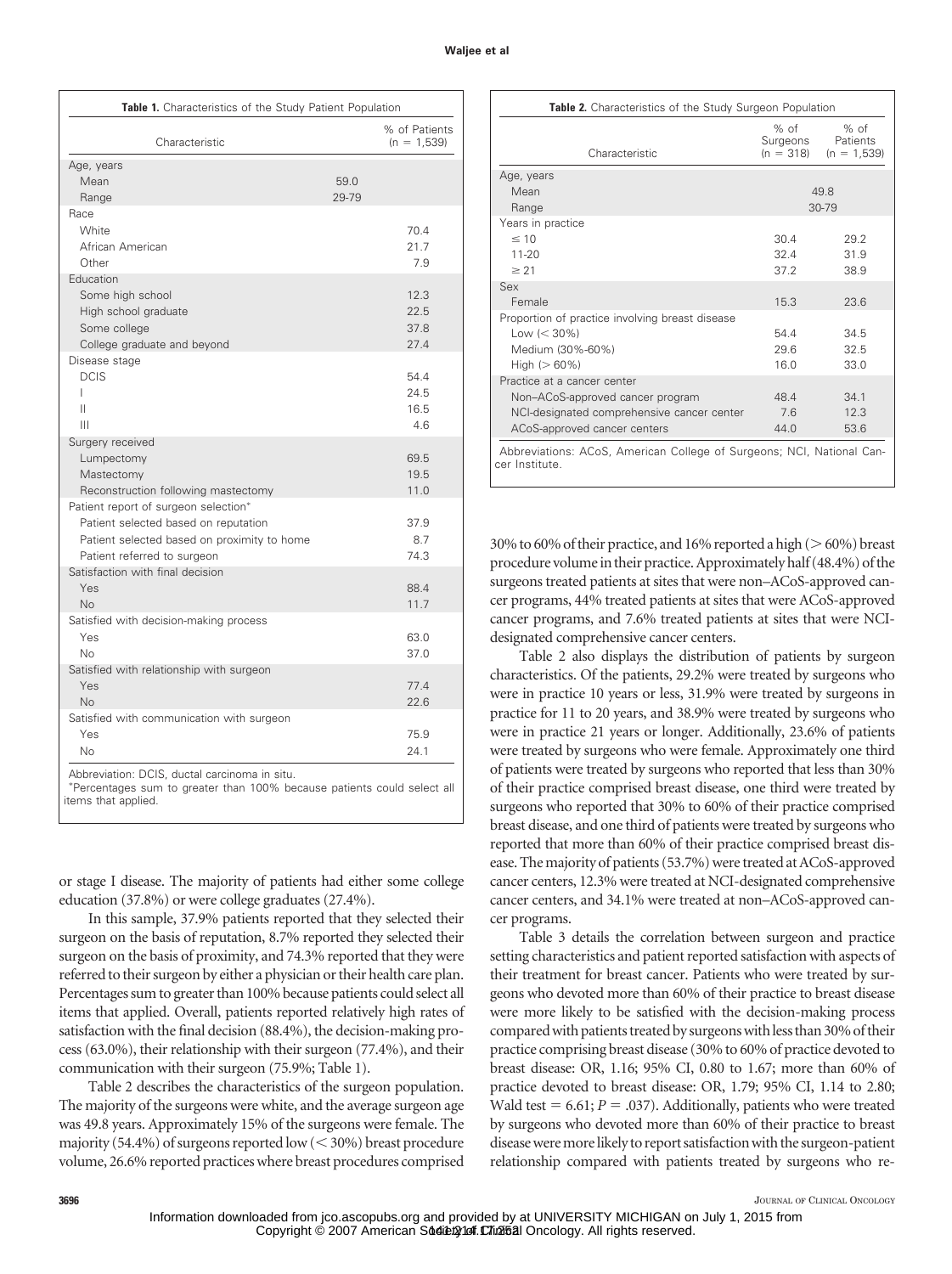**Table 1.** Characteristics of the Study Patient Population

| Characteristic | | % of Patients (n = 1,539) |
|---|---|---|
| Age, years | | |
| Mean | 59.0 | |
| Range | 29-79 | |
| Race | | |
| White | | 70.4 |
| African American | | 21.7 |
| Other | | 7.9 |
| Education | | |
| Some high school | | 12.3 |
| High school graduate | | 22.5 |
| Some college | | 37.8 |
| College graduate and beyond | | 27.4 |
| Disease stage | | |
| DCIS | | 54.4 |
| I | | 24.5 |
| II | | 16.5 |
| III | | 4.6 |
| Surgery received | | |
| Lumpectomy | | 69.5 |
| Mastectomy | | 19.5 |
| Reconstruction following mastectomy | | 11.0 |
| Patient report of surgeon selection* | | |
| Patient selected based on reputation | | 37.9 |
| Patient selected based on proximity to home | | 8.7 |
| Patient referred to surgeon | | 74.3 |
| Satisfaction with final decision | | |
| Yes | | 88.4 |
| No | | 11.7 |
| Satisfied with decision-making process | | |
| Yes | | 63.0 |
| No | | 37.0 |
| Satisfied with relationship with surgeon | | |
| Yes | | 77.4 |
| No | | 22.6 |
| Satisfied with communication with surgeon | | |
| Yes | | 75.9 |
| No | | 24.1 |

Abbreviation: DCIS, ductal carcinoma in situ.
*Percentages sum to greater than 100% because patients could select all items that applied.

or stage I disease. The majority of patients had either some college education (37.8%) or were college graduates (27.4%).

In this sample, 37.9% patients reported that they selected their surgeon on the basis of reputation, 8.7% reported they selected their surgeon on the basis of proximity, and 74.3% reported that they were referred to their surgeon by either a physician or their health care plan. Percentages sum to greater than 100% because patients could select all items that applied. Overall, patients reported relatively high rates of satisfaction with the final decision (88.4%), the decision-making process (63.0%), their relationship with their surgeon (77.4%), and their communication with their surgeon (75.9%; Table 1).

Table 2 describes the characteristics of the surgeon population. The majority of the surgeons were white, and the average surgeon age was 49.8 years. Approximately 15% of the surgeons were female. The majority (54.4%) of surgeons reported low (< 30%) breast procedure volume, 26.6% reported practices where breast procedures comprised 30% to 60% of their practice, and 16% reported a high (> 60%) breast procedure volume in their practice. Approximately half (48.4%) of the surgeons treated patients at sites that were non–ACoS-approved cancer programs, 44% treated patients at sites that were ACoS-approved cancer programs, and 7.6% treated patients at sites that were NCI-designated comprehensive cancer centers.

**Table 2.** Characteristics of the Study Surgeon Population

| Characteristic | % of Surgeons (n = 318) | % of Patients (n = 1,539) |
|---|---|---|
| Age, years | | |
| Mean | 49.8 | |
| Range | 30-79 | |
| Years in practice | | |
| ≤ 10 | 30.4 | 29.2 |
| 11-20 | 32.4 | 31.9 |
| ≥ 21 | 37.2 | 38.9 |
| Sex | | |
| Female | 15.3 | 23.6 |
| Proportion of practice involving breast disease | | |
| Low (< 30%) | 54.4 | 34.5 |
| Medium (30%-60%) | 29.6 | 32.5 |
| High (> 60%) | 16.0 | 33.0 |
| Practice at a cancer center | | |
| Non–ACoS-approved cancer program | 48.4 | 34.1 |
| NCI-designated comprehensive cancer center | 7.6 | 12.3 |
| ACoS-approved cancer centers | 44.0 | 53.6 |

Abbreviations: ACoS, American College of Surgeons; NCI, National Cancer Institute.

Table 2 also displays the distribution of patients by surgeon characteristics. Of the patients, 29.2% were treated by surgeons who were in practice 10 years or less, 31.9% were treated by surgeons in practice for 11 to 20 years, and 38.9% were treated by surgeons who were in practice 21 years or longer. Additionally, 23.6% of patients were treated by surgeons who were female. Approximately one third of patients were treated by surgeons who reported that less than 30% of their practice comprised breast disease, one third were treated by surgeons who reported that 30% to 60% of their practice comprised breast disease, and one third of patients were treated by surgeons who reported that more than 60% of their practice comprised breast disease. The majority of patients (53.7%) were treated at ACoS-approved cancer centers, 12.3% were treated at NCI-designated comprehensive cancer centers, and 34.1% were treated at non–ACoS-approved cancer programs.

Table 3 details the correlation between surgeon and practice setting characteristics and patient reported satisfaction with aspects of their treatment for breast cancer. Patients who were treated by surgeons who devoted more than 60% of their practice to breast disease were more likely to be satisfied with the decision-making process compared with patients treated by surgeons with less than 30% of their practice comprising breast disease (30% to 60% of practice devoted to breast disease: OR, 1.16; 95% CI, 0.80 to 1.67; more than 60% of practice devoted to breast disease: OR, 1.79; 95% CI, 1.14 to 2.80; Wald test = 6.61; $P = .037$). Additionally, patients who were treated by surgeons who devoted more than 60% of their practice to breast disease were more likely to report satisfaction with the surgeon-patient relationship compared with patients treated by surgeons who re-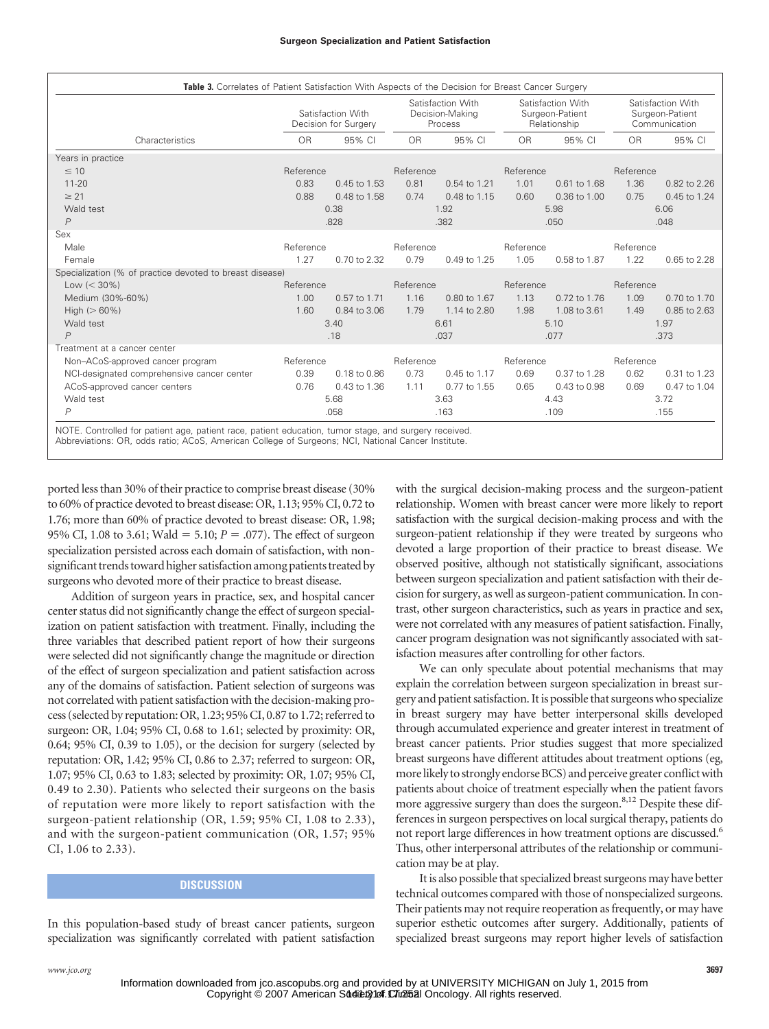**Table 3.** Correlates of Patient Satisfaction With Aspects of the Decision for Breast Cancer Surgery

| Characteristics | Satisfaction With Decision for Surgery | | Satisfaction With Decision-Making Process | | Satisfaction With Surgeon-Patient Relationship | | Satisfaction With Surgeon-Patient Communication | |
|---|---|---|---|---|---|---|---|---|
| | OR | 95% CI | OR | 95% CI | OR | 95% CI | OR | 95% CI |
| Years in practice | | | | | | | | |
| ≤ 10 | Reference | | Reference | | Reference | | Reference | |
| 11-20 | 0.83 | 0.45 to 1.53 | 0.81 | 0.54 to 1.21 | 1.01 | 0.61 to 1.68 | 1.36 | 0.82 to 2.26 |
| ≥ 21 | 0.88 | 0.48 to 1.58 | 0.74 | 0.48 to 1.15 | 0.60 | 0.36 to 1.00 | 0.75 | 0.45 to 1.24 |
| Wald test | 0.38 | | 1.92 | | 5.98 | | 6.06 | |
| $P$ | .828 | | .382 | | .050 | | .048 | |
| Sex | | | | | | | | |
| Male | Reference | | Reference | | Reference | | Reference | |
| Female | 1.27 | 0.70 to 2.32 | 0.79 | 0.49 to 1.25 | 1.05 | 0.58 to 1.87 | 1.22 | 0.65 to 2.28 |
| Specialization (% of practice devoted to breast disease) | | | | | | | | |
| Low (< 30%) | Reference | | Reference | | Reference | | Reference | |
| Medium (30%-60%) | 1.00 | 0.57 to 1.71 | 1.16 | 0.80 to 1.67 | 1.13 | 0.72 to 1.76 | 1.09 | 0.70 to 1.70 |
| High (> 60%) | 1.60 | 0.84 to 3.06 | 1.79 | 1.14 to 2.80 | 1.98 | 1.08 to 3.61 | 1.49 | 0.85 to 2.63 |
| Wald test | 3.40 | | 6.61 | | 5.10 | | 1.97 | |
| $P$ | .18 | | .037 | | .077 | | .373 | |
| Treatment at a cancer center | | | | | | | | |
| Non–ACoS-approved cancer program | Reference | | Reference | | Reference | | Reference | |
| NCI-designated comprehensive cancer center | 0.39 | 0.18 to 0.86 | 0.73 | 0.45 to 1.17 | 0.69 | 0.37 to 1.28 | 0.62 | 0.31 to 1.23 |
| ACoS-approved cancer centers | 0.76 | 0.43 to 1.36 | 1.11 | 0.77 to 1.55 | 0.65 | 0.43 to 0.98 | 0.69 | 0.47 to 1.04 |
| Wald test | 5.68 | | 3.63 | | 4.43 | | 3.72 | |
| $P$ | .058 | | .163 | | .109 | | .155 | |

NOTE. Controlled for patient age, patient race, patient education, tumor stage, and surgery received.
Abbreviations: OR, odds ratio; ACoS, American College of Surgeons; NCI, National Cancer Institute.

ported less than 30% of their practice to comprise breast disease (30% to 60% of practice devoted to breast disease: OR, 1.13; 95% CI, 0.72 to 1.76; more than 60% of practice devoted to breast disease: OR, 1.98; 95% CI, 1.08 to 3.61; Wald = 5.10; $P = .077$). The effect of surgeon specialization persisted across each domain of satisfaction, with nonsignificant trends toward higher satisfaction among patients treated by surgeons who devoted more of their practice to breast disease.

Addition of surgeon years in practice, sex, and hospital cancer center status did not significantly change the effect of surgeon specialization on patient satisfaction with treatment. Finally, including the three variables that described patient report of how their surgeons were selected did not significantly change the magnitude or direction of the effect of surgeon specialization and patient satisfaction across any of the domains of satisfaction. Patient selection of surgeons was not correlated with patient satisfaction with the decision-making process (selected by reputation: OR, 1.23; 95% CI, 0.87 to 1.72; referred to surgeon: OR, 1.04; 95% CI, 0.68 to 1.61; selected by proximity: OR, 0.64; 95% CI, 0.39 to 1.05), or the decision for surgery (selected by reputation: OR, 1.42; 95% CI, 0.86 to 2.37; referred to surgeon: OR, 1.07; 95% CI, 0.63 to 1.83; selected by proximity: OR, 1.07; 95% CI, 0.49 to 2.30). Patients who selected their surgeons on the basis of reputation were more likely to report satisfaction with the surgeon-patient relationship (OR, 1.59; 95% CI, 1.08 to 2.33), and with the surgeon-patient communication (OR, 1.57; 95% CI, 1.06 to 2.33).

## DISCUSSION

In this population-based study of breast cancer patients, surgeon specialization was significantly correlated with patient satisfaction with the surgical decision-making process and the surgeon-patient relationship. Women with breast cancer were more likely to report satisfaction with the surgical decision-making process and with the surgeon-patient relationship if they were treated by surgeons who devoted a large proportion of their practice to breast disease. We observed positive, although not statistically significant, associations between surgeon specialization and patient satisfaction with their decision for surgery, as well as surgeon-patient communication. In contrast, other surgeon characteristics, such as years in practice and sex, were not correlated with any measures of patient satisfaction. Finally, cancer program designation was not significantly associated with satisfaction measures after controlling for other factors.

We can only speculate about potential mechanisms that may explain the correlation between surgeon specialization in breast surgery and patient satisfaction. It is possible that surgeons who specialize in breast surgery may have better interpersonal skills developed through accumulated experience and greater interest in treatment of breast cancer patients. Prior studies suggest that more specialized breast surgeons have different attitudes about treatment options (eg, more likely to strongly endorse BCS) and perceive greater conflict with patients about choice of treatment especially when the patient favors more aggressive surgery than does the surgeon.[8,12] Despite these differences in surgeon perspectives on local surgical therapy, patients do not report large differences in how treatment options are discussed.[6] Thus, other interpersonal attributes of the relationship or communication may be at play.

It is also possible that specialized breast surgeons may have better technical outcomes compared with those of nonspecialized surgeons. Their patients may not require reoperation as frequently, or may have superior esthetic outcomes after surgery. Additionally, patients of specialized breast surgeons may report higher levels of satisfaction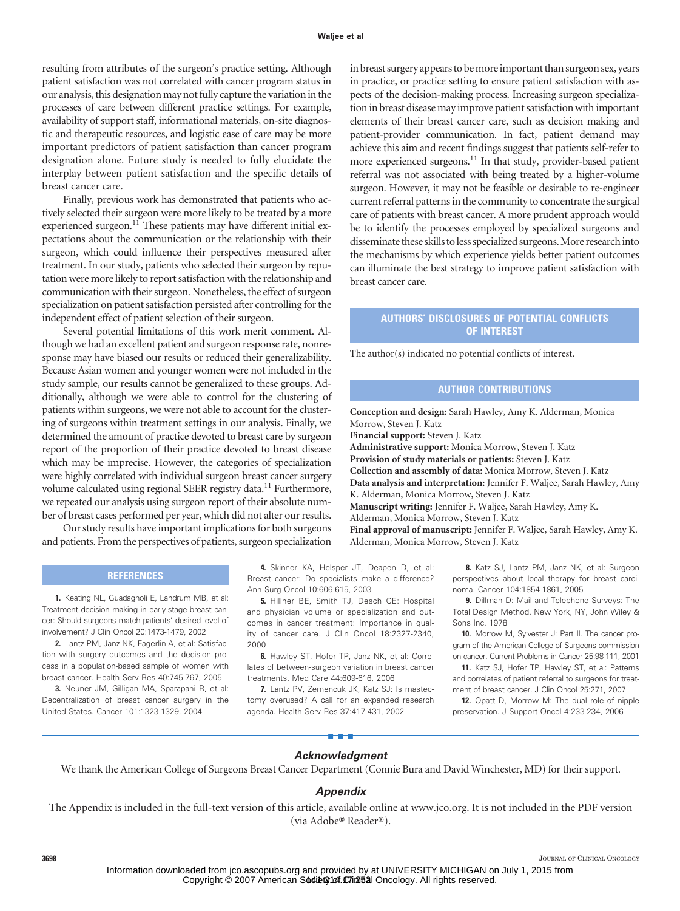resulting from attributes of the surgeon's practice setting. Although patient satisfaction was not correlated with cancer program status in our analysis, this designation may not fully capture the variation in the processes of care between different practice settings. For example, availability of support staff, informational materials, on-site diagnostic and therapeutic resources, and logistic ease of care may be more important predictors of patient satisfaction than cancer program designation alone. Future study is needed to fully elucidate the interplay between patient satisfaction and the specific details of breast cancer care.

Finally, previous work has demonstrated that patients who actively selected their surgeon were more likely to be treated by a more experienced surgeon.[11] These patients may have different initial expectations about the communication or the relationship with their surgeon, which could influence their perspectives measured after treatment. In our study, patients who selected their surgeon by reputation were more likely to report satisfaction with the relationship and communication with their surgeon. Nonetheless, the effect of surgeon specialization on patient satisfaction persisted after controlling for the independent effect of patient selection of their surgeon.

Several potential limitations of this work merit comment. Although we had an excellent patient and surgeon response rate, nonresponse may have biased our results or reduced their generalizability. Because Asian women and younger women were not included in the study sample, our results cannot be generalized to these groups. Additionally, although we were able to control for the clustering of patients within surgeons, we were not able to account for the clustering of surgeons within treatment settings in our analysis. Finally, we determined the amount of practice devoted to breast care by surgeon report of the proportion of their practice devoted to breast disease which may be imprecise. However, the categories of specialization were highly correlated with individual surgeon breast cancer surgery volume calculated using regional SEER registry data.[11] Furthermore, we repeated our analysis using surgeon report of their absolute number of breast cases performed per year, which did not alter our results.

Our study results have important implications for both surgeons and patients. From the perspectives of patients, surgeon specialization in breast surgery appears to be more important than surgeon sex, years in practice, or practice setting to ensure patient satisfaction with aspects of the decision-making process. Increasing surgeon specialization in breast disease may improve patient satisfaction with important elements of their breast cancer care, such as decision making and patient-provider communication. In fact, patient demand may achieve this aim and recent findings suggest that patients self-refer to more experienced surgeons.[11] In that study, provider-based patient referral was not associated with being treated by a higher-volume surgeon. However, it may not be feasible or desirable to re-engineer current referral patterns in the community to concentrate the surgical care of patients with breast cancer. A more prudent approach would be to identify the processes employed by specialized surgeons and disseminate these skills to less specialized surgeons. More research into the mechanisms by which experience yields better patient outcomes can illuminate the best strategy to improve patient satisfaction with breast cancer care.

## AUTHORS' DISCLOSURES OF POTENTIAL CONFLICTS OF INTEREST

The author(s) indicated no potential conflicts of interest.

## AUTHOR CONTRIBUTIONS

**Conception and design:** Sarah Hawley, Amy K. Alderman, Monica Morrow, Steven J. Katz
**Financial support:** Steven J. Katz
**Administrative support:** Monica Morrow, Steven J. Katz
**Provision of study materials or patients:** Steven J. Katz
**Collection and assembly of data:** Monica Morrow, Steven J. Katz
**Data analysis and interpretation:** Jennifer F. Waljee, Sarah Hawley, Amy K. Alderman, Monica Morrow, Steven J. Katz
**Manuscript writing:** Jennifer F. Waljee, Sarah Hawley, Amy K. Alderman, Monica Morrow, Steven J. Katz
**Final approval of manuscript:** Jennifer F. Waljee, Sarah Hawley, Amy K. Alderman, Monica Morrow, Steven J. Katz

## REFERENCES

1. Keating NL, Guadagnoli E, Landrum MB, et al: Treatment decision making in early-stage breast cancer: Should surgeons match patients' desired level of involvement? J Clin Oncol 20:1473-1479, 2002

2. Lantz PM, Janz NK, Fagerlin A, et al: Satisfaction with surgery outcomes and the decision process in a population-based sample of women with breast cancer. Health Serv Res 40:745-767, 2005

3. Neuner JM, Gilligan MA, Sparapani R, et al: Decentralization of breast cancer surgery in the United States. Cancer 101:1323-1329, 2004

4. Skinner KA, Helsper JT, Deapen D, et al: Breast cancer: Do specialists make a difference? Ann Surg Oncol 10:606-615, 2003

5. Hillner BE, Smith TJ, Desch CE: Hospital and physician volume or specialization and outcomes in cancer treatment: Importance in quality of cancer care. J Clin Oncol 18:2327-2340, 2000

6. Hawley ST, Hofer TP, Janz NK, et al: Correlates of between-surgeon variation in breast cancer treatments. Med Care 44:609-616, 2006

7. Lantz PV, Zemencuk JK, Katz SJ: Is mastectomy overused? A call for an expanded research agenda. Health Serv Res 37:417-431, 2002

8. Katz SJ, Lantz PM, Janz NK, et al: Surgeon perspectives about local therapy for breast carcinoma. Cancer 104:1854-1861, 2005

9. Dillman D: Mail and Telephone Surveys: The Total Design Method. New York, NY, John Wiley & Sons Inc, 1978

10. Morrow M, Sylvester J: Part II. The cancer program of the American College of Surgeons commission on cancer. Current Problems in Cancer 25:98-111, 2001

11. Katz SJ, Hofer TP, Hawley ST, et al: Patterns and correlates of patient referral to surgeons for treatment of breast cancer. J Clin Oncol 25:271, 2007

12. Opatt D, Morrow M: The dual role of nipple preservation. J Support Oncol 4:233-234, 2006

### *Acknowledgment*

We thank the American College of Surgeons Breast Cancer Department (Connie Bura and David Winchester, MD) for their support.

### *Appendix*

The Appendix is included in the full-text version of this article, available online at www.jco.org. It is not included in the PDF version (via Adobe® Reader®).